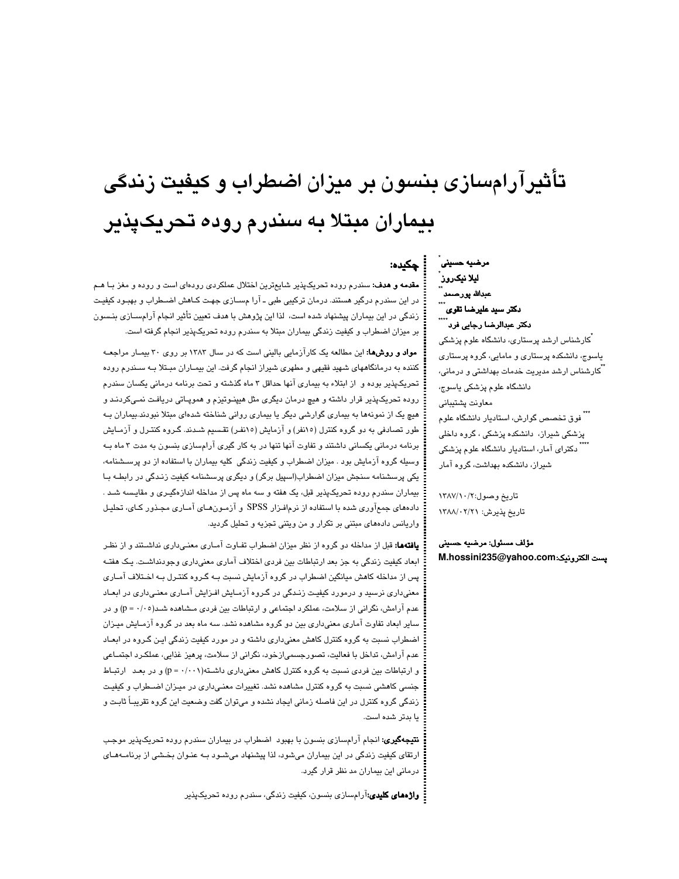# تأثیرآرام‌سازی بنسون بر میزان اضطراب و کیفیت زندگی بیماران مبتلا به سندرم روده تحریک‌پذیر

**مرضیه حسینی** [*]
**لیلا نیک‌روز** [*]
**عبدالله پورصمد** [**]
**دکتر سید علیرضا تقوی** [***]
**دکتر عبدالرضا رجایی فرد** [****]

[*] کارشناس ارشد پرستاری، دانشگاه علوم پزشکی یاسوج، دانشکده پرستاری و مامایی، گروه پرستاری
[**] کارشناس ارشد مدیریت خدمات بهداشتی و درمانی، دانشگاه علوم پزشکی یاسوج، معاونت پشتیبانی
[***] فوق تخصص گوارش، استادیار دانشگاه علوم پزشکی شیراز، دانشکده پزشکی ، گروه داخلی
[****] دکترای آمار، استادیار دانشگاه علوم پزشکی شیراز، دانشکده بهداشت، گروه آمار

تاریخ وصول:۱۳۸۷/۱۰/۲
تاریخ پذیرش: ۱۳۸۸/۰۲/۲۱

**مؤلف مسئول: مرضیه حسینی**
**پست الکترونیک:M.hossini235@yahoo.com**

## چکیده:

**مقدمه و هدف:** سندرم روده تحریک‌پذیر شایع‌ترین اختلال عملکردی روده‌ای است و روده و مغز بـا هـم در این سندرم درگیر هستند. درمان ترکیبی طبی ـ آرا م‌سـازی جهـت کـاهش اضـطراب و بهبـود کیفیت زندگی در این بیماران پیشنهاد شده است، لذا این پژوهش با هدف تعیین تأثیر انجام آرام‌سـازی بنـسون بر میزان اضطراب و کیفیت زندگی بیماران مبتلا به سندرم روده تحریک‌پذیر انجام گرفته است.

**مواد و روش‌ها:** این مطالعه یک کارآزمایی بالینی است که در سال ۱۳۸۳ بر روی ۳۰ بیمـار مراجعـه کننده به درمانگاههای شهید فقیهی و مطهری شیراز انجام گرفت. این بیمـاران مبـتلا بـه سـندرم روده تحریک‌پذیر بوده و از ابتلاء به بیماری آنها حداقل ۳ ماه گذشته و تحت برنامه درمانی یکسان سندرم روده تحریک‌پذیر قرار داشته و هیچ درمان دیگری مثل هیپنـوتیزم و هموپـاتی دریافـت نمـی‌کردنـد و هیچ یک از نمونه‌ها به بیماری گوارشی دیگر یا بیماری روانی شناخته شده‌ای مبتلا نبودند.بیماران بـه طور تصادفی به دو گروه کنترل (۱۵نفر) و آزمایش (۱۵نفـر) تقـسیم شـدند. گـروه کنتـرل و آزمـایش برنامه درمانی یکسانی داشتند و تفاوت آنها تنها در به کار گیری آرام‌سازی بنسون به مدت ۳ ماه بـه وسیله گروه آزمایش بود . میزان اضطراب و کیفیت زندگی کلیه بیماران با استفاده از دو پرسـشنامه، یکی پرسشنامه سنجش میزان اضطراب(اسپیل برگر) و دیگری پرسشنامه کیفیت زنـدگی در رابطـه بـا بیماران سندرم روده تحریک‌پذیر قبل، یک هفته و سه ماه پس از مداخله اندازه‌گیـری و مقایـسه شـد . داده‌های جمع‌آوری شده با استفاده از نرم‌افزار SPSS و آزمـون‌هـای آمـاری مجـذور کـای، تحلیـل واریانس داده‌های مبتنی بر تکرار و من ویتنی تجزیه و تحلیل گردید.

**یافته‌ها:** قبل از مداخله دو گروه از نظر میزان اضطراب تفـاوت آمـاری معنـی‌داری نداشـتند و از نظـر ابعاد کیفیت زندگی به جز بعد ارتباطات بین فردی اختلاف آماری معنی‌داری وجودنداشـت. یـک هفتـه پس از مداخله کاهش میانگین اضطراب در گروه آزمایش نسبت بـه گـروه کنتـرل بـه اخـتلاف آمـاری معنی‌داری نرسید و درمورد کیفیت زنـدگی در گـروه آزمـایش افـزایش آمـاری معنـی‌داری در ابعـاد عدم آرامش، نگرانی از سلامت، عملکرد اجتماعی و ارتباطات بین فردی مـشاهده شـد($p = 0/05$) و در سایر ابعاد تفاوت آماری معنی‌داری بین دو گروه مشاهده نشد. سه ماه بعد در گروه آزمـایش میـزان اضطراب نسبت به گروه کنترل کاهش معنی‌داری داشته و در مورد کیفیت زندگی ایـن گـروه در ابعـاد عدم آرامش، تداخل با فعالیت، تصورجسمی‌ازخود، نگرانی از سلامت، پرهیز غذایی، عملکـرد اجتمـاعی و ارتباطات بین فردی نسبت به گروه کنترل کاهش معنی‌داری داشـته($p = 0/001$) و در بعـد ارتبـاط جنسی کاهشی نسبت به گروه کنترل مشاهده نشد. تغییرات معنـی‌داری در میـزان اضـطراب و کیفیـت زندگی گروه کنترل در این فاصله زمانی ایجاد نشده و می‌توان گفت وضعیت این گروه تقریبـاً ثابـت و یا بدتر شده است.

**نتیجه‌گیری:** انجام آرام‌سازی بنسون با بهبود اضطراب در بیماران سندرم روده تحریک‌پذیر موجـب ارتقای کیفیت زندگی در این بیماران می‌شود، لذا پیشنهاد می‌شـود بـه عنـوان بخـشی از برنامـه‌هـای درمانی این بیماران مد نظر قرار گیرد.

**واژه‌های کلیدی:** آرام‌سازی بنسون، کیفیت زندگی، سندرم روده تحریک‌پذیر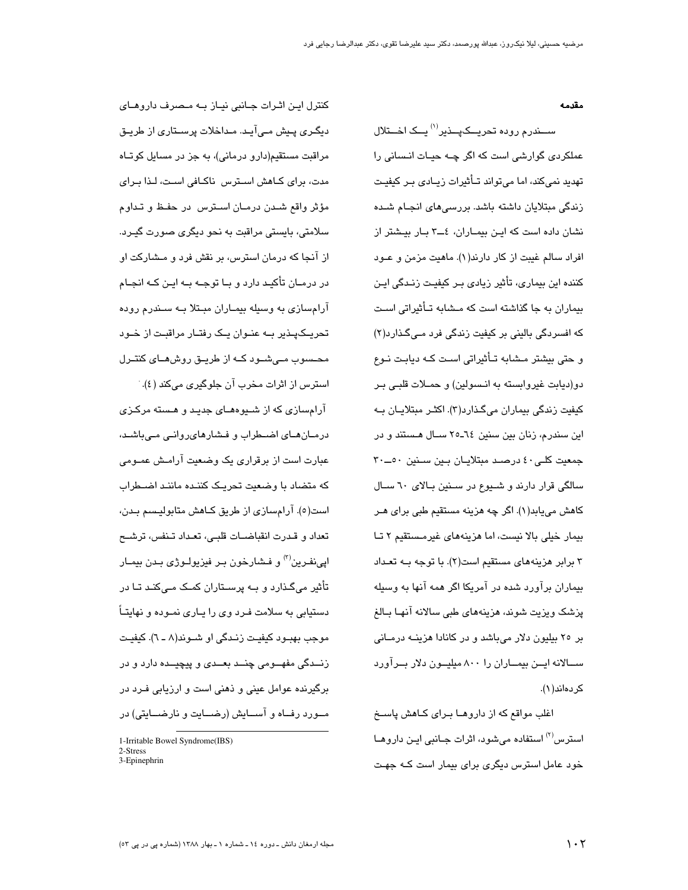## مقدمه

سندرم روده تحریک‌پذیر[1] یک اختلال عملکردی گوارشی است که اگر چه حیات انسانی را تهدید نمی‌کند، اما می‌تواند تأثیرات زیادی بر کیفیت زندگی مبتلایان داشته باشد. بررسی‌های انجام شده نشان داده است که این بیماران، ٤ـ٣ بار بیشتر از افراد سالم غیبت از کار دارند(١). ماهیت مزمن و عود کننده این بیماری، تأثیر زیادی بر کیفیت زندگی این بیماران به جا گذاشته است که مشابه تأثیراتی است که افسردگی بالینی بر کیفیت زندگی فرد می‌گذارد(٢) و حتی بیشتر مشابه تأثیراتی است که دیابت نوع دو(دیابت غیروابسته به انسولین) و حملات قلبی بر کیفیت زندگی بیماران می‌گذارد(٣). اکثر مبتلایان به این سندرم، زنان بین سنین ٦٤ـ٢٥ سال هستند و در جمعیت کلی ٤٠ درصد مبتلایان بین سنین ٥٠ـ٣٠ سالگی قرار دارند و شیوع در سنین بالای ٦٠ سال کاهش می‌یابد(١). اگر چه هزینه مستقیم طبی برای هر بیمار خیلی بالا نیست، اما هزینه‌های غیرمستقیم ٢ تا ٣ برابر هزینه‌های مستقیم است(٢). با توجه به تعداد بیماران برآورد شده در آمریکا اگر همه آنها به وسیله پزشک ویزیت شوند، هزینه‌های طبی سالانه آنها بالغ بر ٢٥ بیلیون دلار می‌باشد و در کانادا هزینه درمانی سالانه این بیماران را ٨٠٠ میلیون دلار برآورد کرده‌اند(١).

اغلب مواقع که از داروها برای کاهش پاسخ استرس[2] استفاده می‌شود، اثرات جانبی این داروها خود عامل استرس دیگری برای بیمار است که جهت کنترل این اثرات جانبی نیاز به مصرف داروهای دیگری پیش می‌آید. مداخلات پرستاری از طریق مراقبت مستقیم(دارو درمانی)، به جز در مسایل کوتاه مدت، برای کاهش استرس ناکافی است، لذا برای مؤثر واقع شدن درمان استرس در حفظ و تداوم سلامتی، بایستی مراقبت به نحو دیگری صورت گیرد. از آنجا که درمان استرس، بر نقش فرد و مشارکت او در درمان تأکید دارد و با توجه به این که انجام آرام‌سازی به وسیله بیماران مبتلا به سندرم روده تحریک‌پذیر به عنوان یک رفتار مراقبت از خود محسوب می‌شود که از طریق روش‌های کنترل استرس از اثرات مخرب آن جلوگیری می‌کند (٤).

آرام‌سازی که از شیوه‌های جدید و هسته مرکزی درمان‌های اضطراب و فشارهای‌روانی می‌باشد، عبارت است از برقراری یک وضعیت آرامش عمومی که متضاد با وضعیت تحریک کننده مانند اضطراب است(٥). آرام‌سازی از طریق کاهش متابولیسم بدن، تعداد و قدرت انقباضات قلبی، تعداد تنفس، ترشح اپی‌نفرین[3] و فشارخون بر فیزیولوژی بدن بیمار تأثیر می‌گذارد و به پرستاران کمک می‌کند تا در دستیابی به سلامت فرد وی را یاری نموده و نهایتاً موجب بهبود کیفیت زندگی او شوند(٨ ـ ٦). کیفیت زندگی مفهومی چند بعدی و پیچیده دارد و در برگیرنده عوامل عینی و ذهنی است و ارزیابی فرد در مورد رفاه و آسایش (رضایت و نارضایتی) در

1-Irritable Bowel Syndrome(IBS)
2-Stress
3-Epinephrin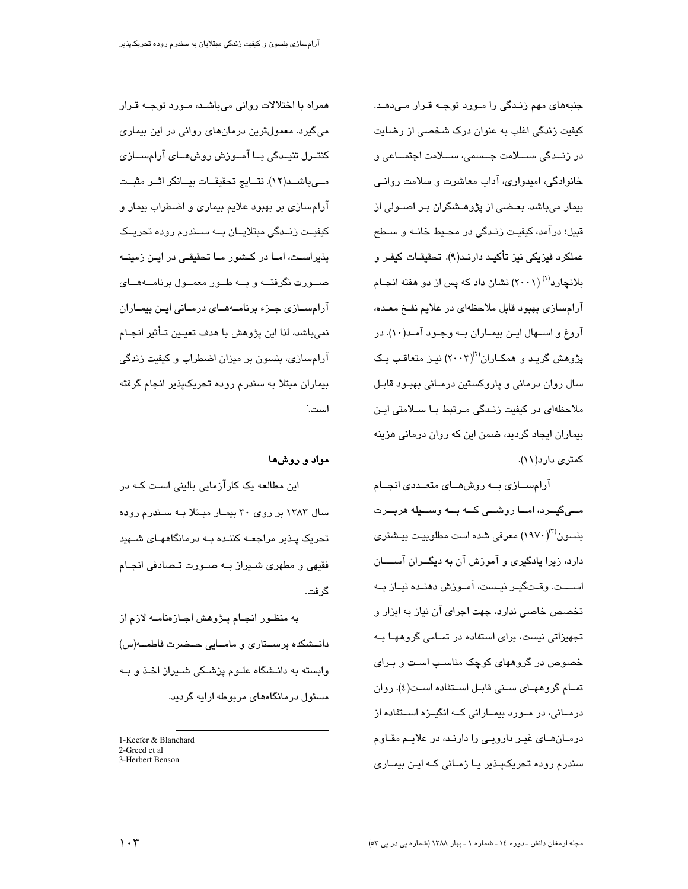جنبه‌های مهم زندگی را مورد توجه قرار می‌دهد. کیفیت زندگی اغلب به عنوان درک شخصی از رضایت در زندگی ،سلامت جسمی، سلامت اجتماعی و خانوادگی، امیدواری، آداب معاشرت و سلامت روانی بیمار می‌باشد. بعضی از پژوهشگران بر اصولی از قبیل؛ درآمد، کیفیت زندگی در محیط خانه و سطح عملکرد فیزیکی نیز تأکید دارند(۹). تحقیقات کیفر و بلانچارد[1] (۲۰۰۱) نشان داد که پس از دو هفته انجام آرام‌سازی بهبود قابل ملاحظه‌ای در علایم نفخ معده، آروغ و اسهال این بیماران به وجود آمد(۱۰). در پژوهش گرید و همکاران[2](۲۰۰۳) نیز متعاقب یک سال روان درمانی و پاروکستین درمانی بهبود قابل ملاحظه‌ای در کیفیت زندگی مرتبط با سلامتی این بیماران ایجاد گردید، ضمن این که روان درمانی هزینه کمتری دارد(۱۱).

آرام‌سازی به روش‌های متعددی انجام می‌گیرد، اما روشی که به وسیله هربرت بنسون[3] (۱۹۷۰) معرفی شده است مطلوبیت بیشتری دارد، زیرا یادگیری و آموزش آن به دیگران آسان است. وقت‌گیر نیست، آموزش دهنده نیاز به تخصص خاصی ندارد، جهت اجرای آن نیاز به ابزار و تجهیزاتی نیست، برای استفاده در تمامی گروهها به خصوص در گروههای کوچک مناسب است و برای تمام گروههای سنی قابل استفاده است(٤). روان درمانی، در مورد بیمارانی که انگیزه استفاده از درمان‌های غیر دارویی را دارند، در علایم مقاوم سندرم روده تحریک‌پذیر یا زمانی که این بیماری همراه با اختلالات روانی می‌باشد، مورد توجه قرار می‌گیرد. معمول‌ترین درمان‌های روانی در این بیماری کنترل تنیدگی با آموزش روش‌های آرام‌سازی می‌باشد(۱۲). نتایج تحقیقات بیانگر اثر مثبت آرام‌سازی بر بهبود علایم بیماری و اضطراب بیمار و کیفیت زندگی مبتلایان به سندرم روده تحریک پذیراست، اما در کشور ما تحقیقی در این زمینه صورت نگرفته و به طور معمول برنامه‌های آرام‌سازی جزء برنامه‌های درمانی این بیماران نمی‌باشد، لذا این پژوهش با هدف تعیین تأثیر انجام آرام‌سازی، بنسون بر میزان اضطراب و کیفیت زندگی بیماران مبتلا به سندرم روده تحریک‌پذیر انجام گرفته است.

## مواد و روش‌ها

این مطالعه یک کارآزمایی بالینی است که در سال ۱۳۸۳ بر روی ۳۰ بیمار مبتلا به سندرم روده تحریک پذیر مراجعه کننده به درمانگاههای شهید فقیهی و مطهری شیراز به صورت تصادفی انجام گرفت.

به منظور انجام پژوهش اجازه‌نامه لازم از دانشکده پرستاری و مامایی حضرت فاطمه(س) وابسته به دانشگاه علوم پزشکی شیراز اخذ و به مسئول درمانگاه‌های مربوطه ارایه گردید.

---

1-Keefer & Blanchard
2-Greed et al
3-Herbert Benson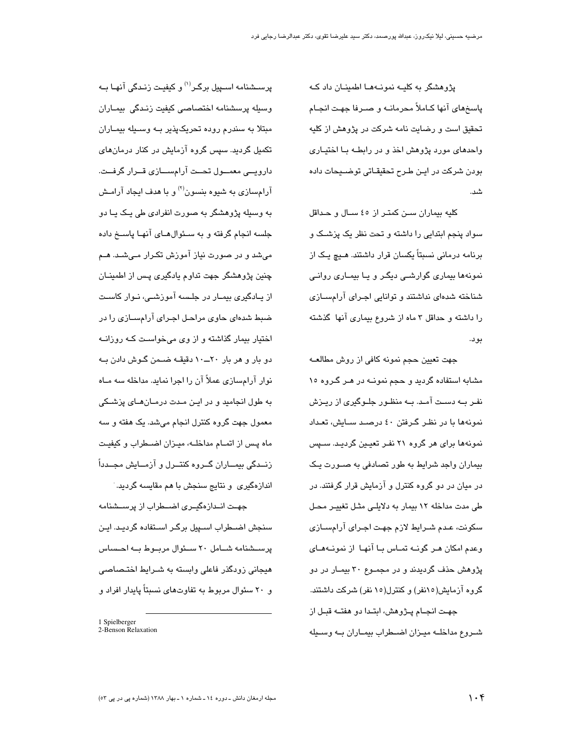پژوهشگر به کلیه نمونه‌ها اطمینان داد که پاسخ‌های آنها کاملاً محرمانه و صرفا جهت انجام تحقیق است و رضایت نامه شرکت در پژوهش از کلیه واحدهای مورد پژوهش اخذ و در رابطه با اختیاری بودن شرکت در این طرح تحقیقاتی توضیحات داده شد.

کلیه بیماران سن کمتر از ٤٥ سال و حداقل سواد پنجم ابتدایی را داشته و تحت نظر یک پزشک و برنامه درمانی نسبتاً یکسان قرار داشتند. هیچ یک از نمونه‌ها بیماری گوارشی دیگر و یا بیماری روانی شناخته شده‌ای نداشتند و توانایی اجرای آرام‌سازی را داشته و حداقل ۳ ماه از شروع بیماری آنها گذشته بود.

جهت تعیین حجم نمونه کافی از روش مطالعه مشابه استفاده گردید و حجم نمونه در هر گروه ۱۵ نفر به دست آمد. به منظور جلوگیری از ریزش نمونه‌ها با در نظر گرفتن ٤٠ درصد سایش، تعداد نمونه‌ها برای هر گروه ۲۱ نفر تعیین گردید. سپس بیماران واجد شرایط به طور تصادفی به صورت یک در میان در دو گروه کنترل و آزمایش قرار گرفتند. در طی مدت مداخله ۱۲ بیمار به دلایلی مثل تغییر محل سکونت، عدم شرایط لازم جهت اجرای آرام‌سازی وعدم امکان هر گونه تماس با آنها از نمونه‌های پژوهش حذف گردیدند و در مجموع ۳۰ بیمار در دو گروه آزمایش(۱۵نفر) و کنترل(۱۵ نفر) شرکت داشتند.

جهت انجام پژوهش، ابتدا دو هفته قبل از شروع مداخله میزان اضطراب بیماران به وسیله پرسشنامه اسپیل برگر[1] و کیفیت زندگی آنها به وسیله پرسشنامه اختصاصی کیفیت زندگی بیماران مبتلا به سندرم روده تحریک‌پذیر به وسیله بیماران تکمیل گردید. سپس گروه آزمایش در کنار درمان‌های دارویی معمول تحت آرام‌سازی قرار گرفت. آرام‌سازی به شیوه بنسون[2] و با هدف ایجاد آرامش به وسیله پژوهشگر به صورت انفرادی طی یک یا دو جلسه انجام گرفته و به سئوال‌های آنها پاسخ داده می‌شد و در صورت نیاز آموزش تکرار می‌شد. هم چنین پژوهشگر جهت تداوم یادگیری پس از اطمینان از یادگیری بیمار در جلسه آموزشی، نوار کاست ضبط شده‌ای حاوی مراحل اجرای آرام‌سازی را در اختیار بیمار گذاشته و از وی می‌خواست که روزانه دو بار و هر بار ۲۰ـ۱۰ دقیقه ضمن گوش دادن به نوار آرام‌سازی عملاً آن را اجرا نماید. مداخله سه ماه به طول انجامید و در این مدت درمان‌های پزشکی معمول جهت گروه کنترل انجام می‌شد. یک هفته و سه ماه پس از اتمام مداخله، میزان اضطراب و کیفیت زندگی بیماران گروه کنترل و آزمایش مجدداً اندازه‌گیری و نتایج سنجش با هم مقایسه گردید.

جهت اندازه‌گیری اضطراب از پرسشنامه سنجش اضطراب اسپیل برگر استفاده گردید. این پرسشنامه شامل ۲۰ سئوال مربوط به احساس هیجانی زودگذر فاعلی وابسته به شرایط اختصاصی و ۲۰ سئوال مربوط به تفاوت‌های نسبتاً پایدار افراد و

---

1 Spielberger
2-Benson Relaxation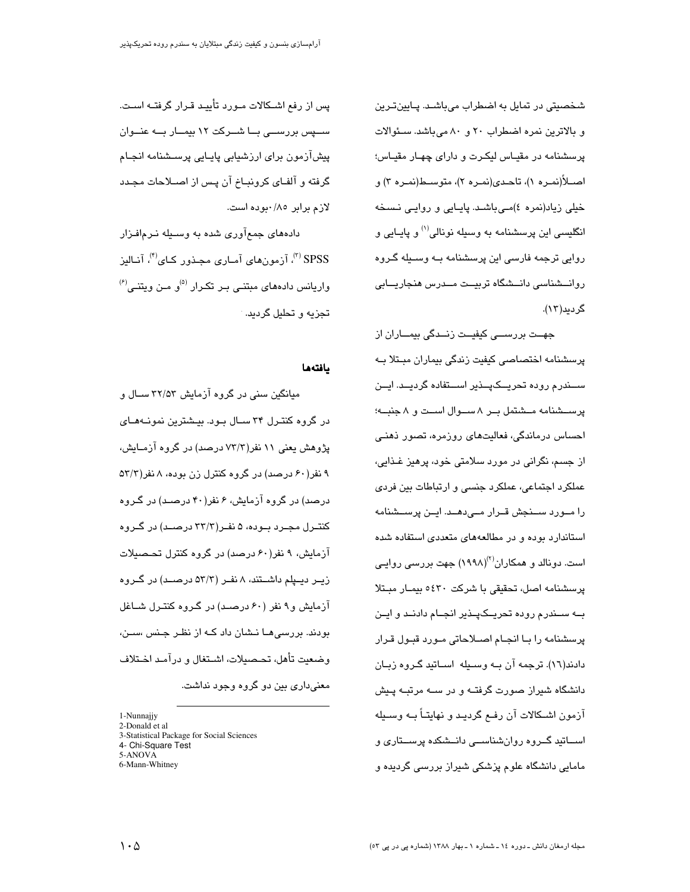شخصیتی در تمایل به اضطراب می‌باشد. پایین‌ترین و بالاترین نمره اضطراب ۲۰ و ۸۰ می‌باشد. سئوالات پرسشنامه در مقیاس لیکرت و دارای چهار مقیاس؛ اصلاً(نمره ۱)، تاحدی(نمره ۲)، متوسط(نمره ۳) و خیلی زیاد(نمره ٤)می‌باشد. پایایی و روایی نسخه انگلیسی این پرسشنامه به وسیله نونالی[1] و پایایی و روایی ترجمه فارسی این پرسشنامه به وسیله گروه روانشناسی دانشگاه تربیت مدرس هنجاریابی گردید(۱۳).

جهت بررسی کیفیت زندگی بیماران از پرسشنامه اختصاصی کیفیت زندگی بیماران مبتلا به سندرم روده تحریک‌پذیر استفاده گردید. این پرسشنامه مشتمل بر ۸ سوال است و ۸ جنبه؛ احساس درماندگی، فعالیت‌های روزمره، تصور ذهنی از جسم، نگرانی در مورد سلامتی خود، پرهیز غذایی، عملکرد اجتماعی، عملکرد جنسی و ارتباطات بین فردی را مورد سنجش قرار می‌دهد. این پرسشنامه استاندارد بوده و در مطالعه‌های متعددی استفاده شده است. دونالد و همکاران[2](۱۹۹۸) جهت بررسی روایی پرسشنامه اصل، تحقیقی با شرکت ٥٤۳۰ بیمار مبتلا به سندرم روده تحریک‌پذیر انجام دادند و این پرسشنامه را با انجام اصلاحاتی مورد قبول قرار دادند(١٦). ترجمه آن به وسیله اساتید گروه زبان دانشگاه شیراز صورت گرفته و در سه مرتبه پیش آزمون اشکالات آن رفع گردید و نهایتاً به وسیله اساتید گروه روان‌شناسی دانشکده پرستاری و مامایی دانشگاه علوم پزشکی شیراز بررسی گردیده و پس از رفع اشکالات مورد تأیید قرار گرفته است. سپس بررسی با شرکت ۱۲ بیمار به عنوان پیش‌آزمون برای ارزشیابی پایایی پرسشنامه انجام گرفته و آلفای کرونباخ آن پس از اصلاحات مجدد لازم برابر ۰/۸۵بوده است.

داده‌های جمع‌آوری شده به وسیله نرم‌افزار SPSS[3]، آزمون‌های آماری مجذور کای[4]، آنالیز واریانس داده‌های مبتنی بر تکرار[5]و من ویتنی[6] تجزیه و تحلیل گردید.

## یافته‌ها

میانگین سنی در گروه آزمایش ۳۲/۵۳ سال و در گروه کنترل ۳۴ سال بود. بیشترین نمونه‌های پژوهش یعنی ۱۱ نفر(۷۳/۳ درصد) در گروه آزمایش، ۹ نفر(۶۰ درصد) در گروه کنترل زن بوده، ۸ نفر(۵۳/۳ درصد) در گروه آزمایش، ۶ نفر(۴۰ درصد) در گروه کنترل مجرد بوده، ۵ نفر(۳۳/۳ درصد) در گروه آزمایش، ۹ نفر(۶۰ درصد) در گروه کنترل تحصیلات زیر دیپلم داشتند، ۸ نفر (۵۳/۳ درصد) در گروه آزمایش و۹ نفر (۶۰ درصد) در گروه کنترل شاغل بودند. بررسی‌ها نشان داد که از نظر جنس ،سن، وضعیت تأهل، تحصیلات، اشتغال و درآمد اختلاف معنی‌داری بین دو گروه وجود نداشت.

---

1-Nunnajjy
2-Donald et al
3-Statistical Package for Social Sciences
4- Chi-Square Test
5-ANOVA
6-Mann-Whitney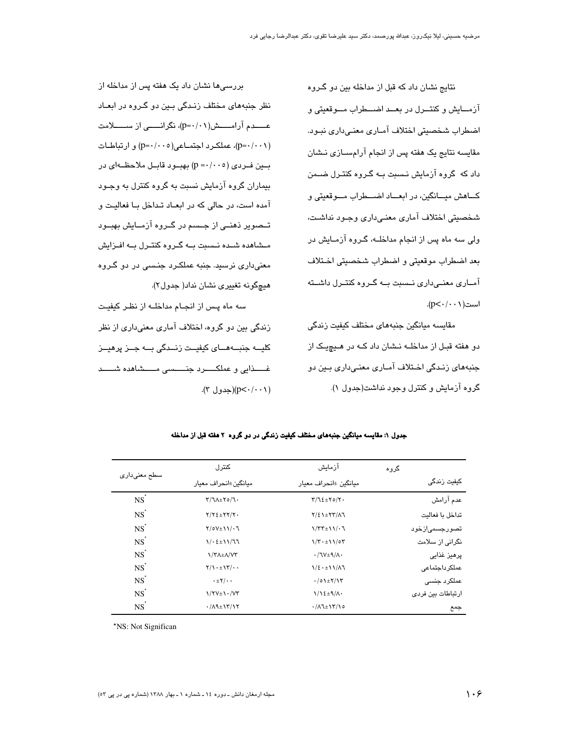نتایج نشان داد که قبل از مداخله بین دو گروه آزمـایش و کنتـرل در بعـد اضـطراب مـوقعیتی و اضطراب شخصیتی اختلاف آمـاری معنـی‌داری نبـود. مقایسه نتایج یک هفته پس از انجام آرام‌سـازی نـشان داد که گروه آزمایش نـسبت بـه گـروه کنتـرل ضـمن کـاهش میـانگین، در ابعـاد اضـطراب مـوقعیتی و شخصیتی اختلاف آماری معنـی‌داری وجـود نداشـت، ولی سه ماه پس از انجام مداخلـه، گـروه آزمـایش در بعد اضطراب موقعیتی و اضطراب شخصیتی اخـتلاف آمـاری معنـی‌داری نـسبت بـه گـروه کنتـرل داشـته است(p<۰/۰۰۱).

مقایسه میانگین جنبه‌های مختلف کیفیت زندگی دو هفته قبل از مداخلـه نـشان داد کـه در هـیچیـک از جنبه‌های زنـدگی اخـتلاف آمـاری معنـی‌داری بـین دو گروه آزمایش و کنترل وجود نداشت(جدول ۱).

بررسی‌ها نشان داد یک هفته پس از مداخله از نظر جنبه‌های مختلف زنـدگی بـین دو گـروه در ابعـاد عـدم آرامـش(p=۰/۰۱)، نگرانـی از سـلامت (p=۰/۰۰۱)، عملکـرد اجتمـاعی(p=۰/۰۰۵) و ارتباطـات بـین فـردی (p =۰/۰۰۵) بهبـود قابـل ملاحظـه‌ای در بیماران گروه آزمایش نسبت به گروه کنترل به وجـود آمده است، در حالی که در ابعـاد تـداخل بـا فعالیـت و تـصویر ذهنـی از جـسم در گـروه آزمـایش بهبـود مـشاهده شـده نـسبت بـه گـروه کنتـرل بـه افـزایش معنی‌داری نرسید. جنبه عملکـرد جنـسی در دو گـروه هیچگونه تغییری نشان نداد( جدول۲).

سه ماه پـس از انجـام مداخلـه از نظـر کیفیـت زندگی بین دو گروه، اختلاف آماری معنی‌داری از نظر کلیـه جنبـه‌هـای کیفیـت زنـدگی بـه جـز پرهیـز غـذایی و عملکـرد جنـسی مـشاهده شـد (p<۰/۰۰۱)(جدول ۳).

**جدول ۱: مقایسه میانگین جنبه‌های مختلف کیفیت زندگی در دو گروه ۲ هفته قبل از مداخله**

| کیفیت زندگی / گروه | آزمایش میانگین ±انحراف معیار | کنترل میانگین±انحراف معیار | سطح معنی‌داری |
|---|---|---|---|
| عدم آرامش | ۳/۶۴±۲۵/۲۰ | ۳/۶۸±۲۵/۶۰ | NS* |
| تداخل با فعالیت | ۲/۴۱±۲۳/۸۶ | ۲/۲۴±۲۲/۲۰ | NS* |
| تصورجسمی‌ازخود | ۱/۳۳±۱۱/۰۶ | ۲/۵۷±۱۱/۰۶ | NS* |
| نگرانی از سلامت | ۱/۳۰±۱۱/۵۳ | ۱/۰۴±۱۱/۶۶ | NS* |
| پرهیز غذایی | ۰/۶۷±۹/۸۰ | ۱/۳۸±۸/۷۳ | NS* |
| عملکرداجتماعی | ۱/۴۰±۱۱/۸۶ | ۲/۱۰±۱۳/۰۰ | NS* |
| عملکرد جنسی | ۰/۵۱±۲/۱۳ | ۰±۲/۰۰ | NS* |
| ارتباطات بین فردی | ۱/۱۴±۹/۸۰ | ۱/۲۷±۱۰/۷۳ | NS* |
| جمع | ۰/۸۶±۱۳/۱۵ | ۰/۸۹±۱۳/۱۲ | NS* |

*NS: Not Significan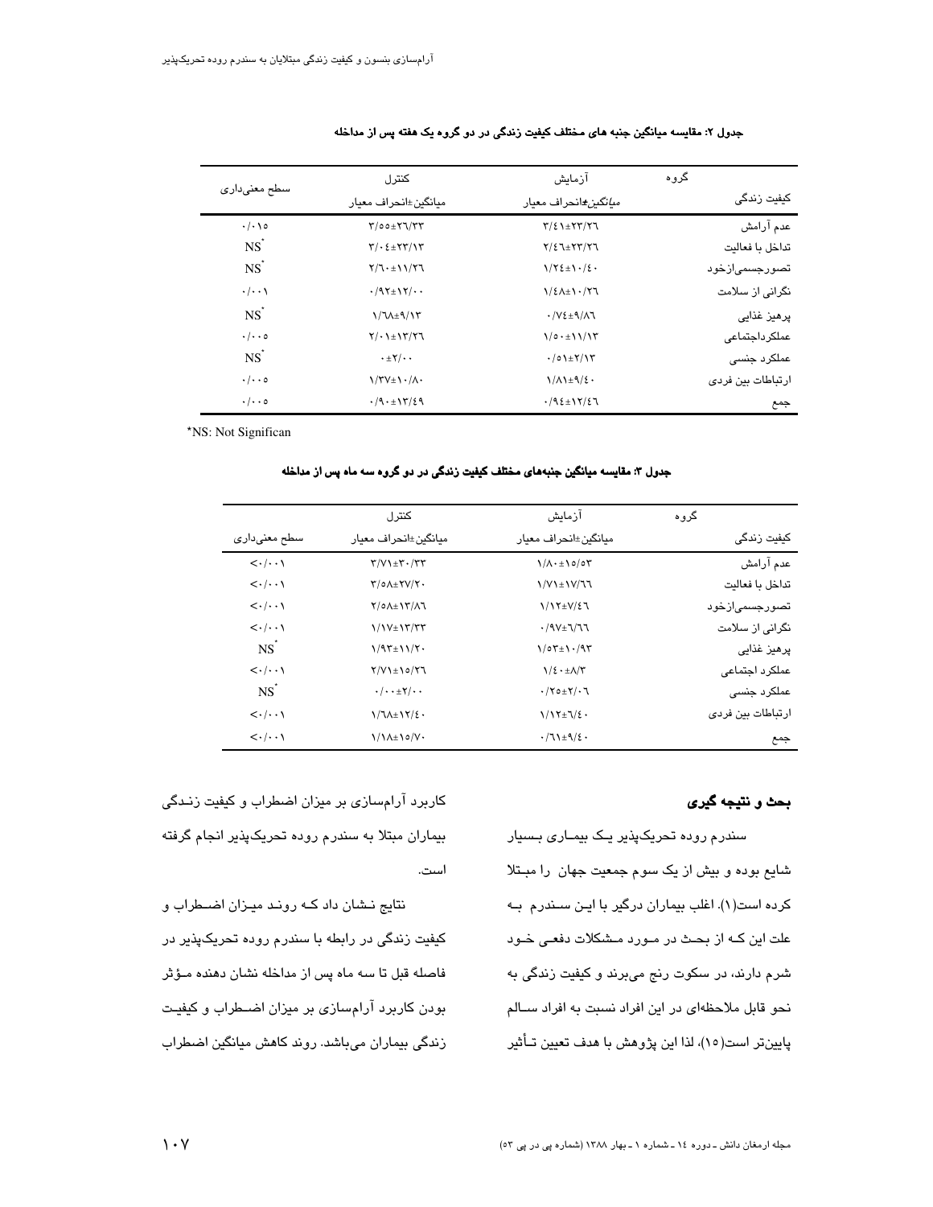**جدول ۲: مقایسه میانگین جنبه های مختلف کیفیت زندگی در دو گروه یک هفته پس از مداخله**

| گروه / کیفیت زندگی | آزمایش میانگین±انحراف معیار | کنترل میانگین±انحراف معیار | سطح معنی‌داری |
|---|---|---|---|
| عدم آرامش | ۳/۴۱±۲۳/۲۶ | ۳/۵۵±۲۶/۳۳ | ۰/۰۱۵ |
| تداخل با فعالیت | ۲/۴۶±۲۳/۲۶ | ۳/۰۴±۲۳/۱۳ | NS* |
| تصورجسمی‌ازخود | ۱/۲۴±۱۰/۴۰ | ۲/۶۰±۱۱/۲۶ | NS* |
| نگرانی از سلامت | ۱/۴۸±۱۰/۲۶ | ۰/۹۲±۱۲/۰۰ | ۰/۰۰۱ |
| پرهیز غذایی | ۰/۷۴±۹/۸۶ | ۱/۶۸±۹/۱۳ | NS* |
| عملکرداجتماعی | ۱/۵۰±۱۱/۱۳ | ۲/۰۱±۱۳/۲۶ | ۰/۰۰۵ |
| عملکرد جنسی | ۰/۵۱±۲/۱۳ | ۰±۲/۰۰ | NS* |
| ارتباطات بین فردی | ۱/۸۱±۹/۴۰ | ۱/۳۷±۱۰/۸۰ | ۰/۰۰۵ |
| جمع | ۰/۹۴±۱۲/۴۶ | ۰/۹۰±۱۳/۴۹ | ۰/۰۰۵ |

*NS: Not Significan

**جدول ۳: مقایسه میانگین جنبه‌های مختلف کیفیت زندگی در دو گروه سه ماه پس از مداخله**

| گروه / کیفیت زندگی | آزمایش میانگین±انحراف معیار | کنترل میانگین±انحراف معیار | سطح معنی‌داری |
|---|---|---|---|
| عدم آرامش | ۱/۸۰±۱۵/۵۳ | ۳/۷۱±۳۰/۳۳ | <۰/۰۰۱ |
| تداخل با فعالیت | ۱/۷۱±۱۷/۶۶ | ۳/۵۸±۲۷/۲۰ | <۰/۰۰۱ |
| تصورجسمی‌ازخود | ۱/۱۲±۷/۴۶ | ۲/۵۸±۱۳/۸۶ | <۰/۰۰۱ |
| نگرانی از سلامت | ۰/۹۷±۶/۶۶ | ۱/۱۷±۱۳/۳۳ | <۰/۰۰۱ |
| پرهیز غذایی | ۱/۵۳±۱۰/۹۳ | ۱/۹۳±۱۱/۲۰ | NS* |
| عملکرد اجتماعی | ۱/۴۰±۸/۳ | ۲/۷۱±۱۵/۲۶ | <۰/۰۰۱ |
| عملکرد جنسی | ۰/۲۵±۲/۰۶ | ۰/۰۰±۲/۰۰ | NS* |
| ارتباطات بین فردی | ۱/۱۲±۶/۴۰ | ۱/۶۸±۱۲/۴۰ | <۰/۰۰۱ |
| جمع | ۰/۶۱±۹/۴۰ | ۱/۱۸±۱۵/۷۰ | <۰/۰۰۱ |

## بحث و نتیجه گیری

سندرم روده تحریک‌پذیر یک بیماری بسیار شایع بوده و بیش از یک سوم جمعیت جهان را مبتلا کرده است(۱). اغلب بیماران درگیر با این سندرم به علت این که از بحث در مورد مشکلات دفعی خود شرم دارند، در سکوت رنج می‌برند و کیفیت زندگی به نحو قابل ملاحظه‌ای در این افراد نسبت به افراد سالم پایین‌تر است(۱۵)، لذا این پژوهش با هدف تعیین تأثیر کاربرد آرام‌سازی بر میزان اضطراب و کیفیت زندگی بیماران مبتلا به سندرم روده تحریک‌پذیر انجام گرفته است.

نتایج نشان داد که روند میزان اضطراب و کیفیت زندگی در رابطه با سندرم روده تحریک‌پذیر در فاصله قبل تا سه ماه پس از مداخله نشان دهنده مؤثر بودن کاربرد آرام‌سازی بر میزان اضطراب و کیفیت زندگی بیماران می‌باشد. روند کاهش میانگین اضطراب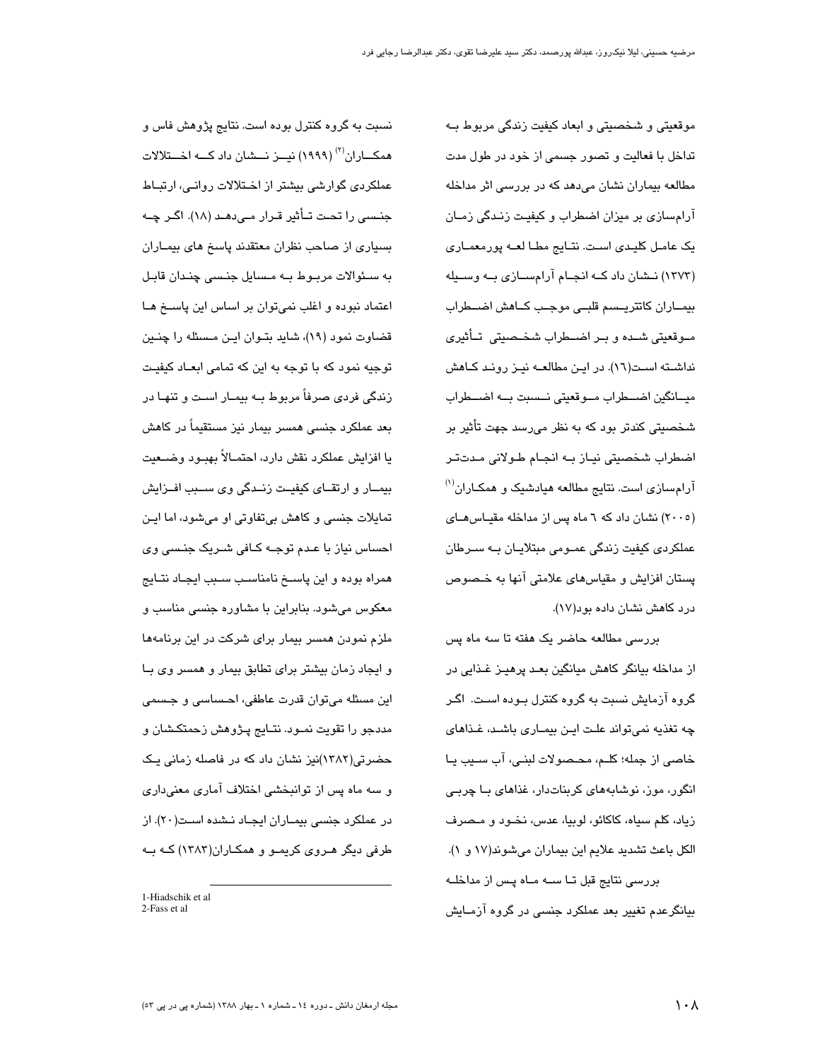موقعیتی و شخصیتی و ابعاد کیفیت زندگی مربوط به تداخل با فعالیت و تصور جسمی از خود در طول مدت مطالعه بیماران نشان می‌دهد که در بررسی اثر مداخله آرام‌سازی بر میزان اضطراب و کیفیت زندگی زمان یک عامل کلیدی است. نتایج مطالعه پورمعماری (۱۳۷۳) نشان داد که انجام آرام‌سازی به وسیله بیماران کاتتریسم قلبی موجب کاهش اضطراب موقعیتی شده و بر اضطراب شخصیتی تأثیری نداشته است(۱۶). در این مطالعه نیز روند کاهش میانگین اضطراب موقعیتی نسبت به اضطراب شخصیتی کندتر بود که به نظر می‌رسد جهت تأثیر بر اضطراب شخصیتی نیاز به انجام طولانی مدت‌تر آرام‌سازی است. نتایج مطالعه هیادشیک و همکاران[1] (۲۰۰۵) نشان داد که ٦ ماه پس از مداخله مقیاس‌های عملکردی کیفیت زندگی عمومی مبتلایان به سرطان پستان افزایش و مقیاس‌های علامتی آنها به خصوص درد کاهش نشان داده بود(۱۷).

بررسی مطالعه حاضر یک هفته تا سه ماه پس از مداخله بیانگر کاهش میانگین بعد پرهیز غذایی در گروه آزمایش نسبت به گروه کنترل بوده است. اگر چه تغذیه نمی‌تواند علت این بیماری باشد، غذاهای خاصی از جمله؛ کلم، محصولات لبنی، آب سیب یا انگور، موز، نوشابه‌های کربنات‌دار، غذاهای با چربی زیاد، کلم سیاه، کاکائو، لوبیا، عدس، نخود و مصرف الکل باعث تشدید علایم این بیماران می‌شوند(۱۷ و ۱).

بررسی نتایج قبل تا سه ماه پس از مداخله بیانگرعدم تغییر بعد عملکرد جنسی در گروه آزمایش نسبت به گروه کنترل بوده است. نتایج پژوهش فاس و همکاران[2] (۱۹۹۹) نیز نشان داد که اختلالات عملکردی گوارشی بیشتر از اختلالات روانی، ارتباط جنسی را تحت تأثیر قرار می‌دهد (۱۸). اگر چه بسیاری از صاحب نظران معتقدند پاسخ های بیماران به سئوالات مربوط به مسایل جنسی چندان قابل اعتماد نبوده و اغلب نمی‌توان بر اساس این پاسخ ها قضاوت نمود (۱۹)، شاید بتوان این مسئله را چنین توجیه نمود که با توجه به این که تمامی ابعاد کیفیت زندگی فردی صرفاً مربوط به بیمار است و تنها در بعد عملکرد جنسی همسر بیمار نیز مستقیماً در کاهش یا افزایش عملکرد نقش دارد، احتمالاً بهبود وضعیت بیمار و ارتقای کیفیت زندگی وی سبب افزایش تمایلات جنسی و کاهش بی‌تفاوتی او می‌شود، اما این احساس نیاز با عدم توجه کافی شریک جنسی وی همراه بوده و این پاسخ نامناسب سبب ایجاد نتایج معکوس می‌شود. بنابراین با مشاوره جنسی مناسب و ملزم نمودن همسر بیمار برای شرکت در این برنامه‌ها و ایجاد زمان بیشتر برای تطابق بیمار و همسر وی با این مسئله می‌توان قدرت عاطفی، احساسی و جسمی مددجو را تقویت نمود. نتایج پژوهش زحمتکشان و حضرتی(۱۳۸۲)نیز نشان داد که در فاصله زمانی یک و سه ماه پس از توانبخشی اختلاف آماری معنی‌داری در عملکرد جنسی بیماران ایجاد نشده است(۲۰). از طرفی دیگر هروی کریمو و همکاران(۱۳۸۳) که به

---

1-Hiadschik et al
2-Fass et al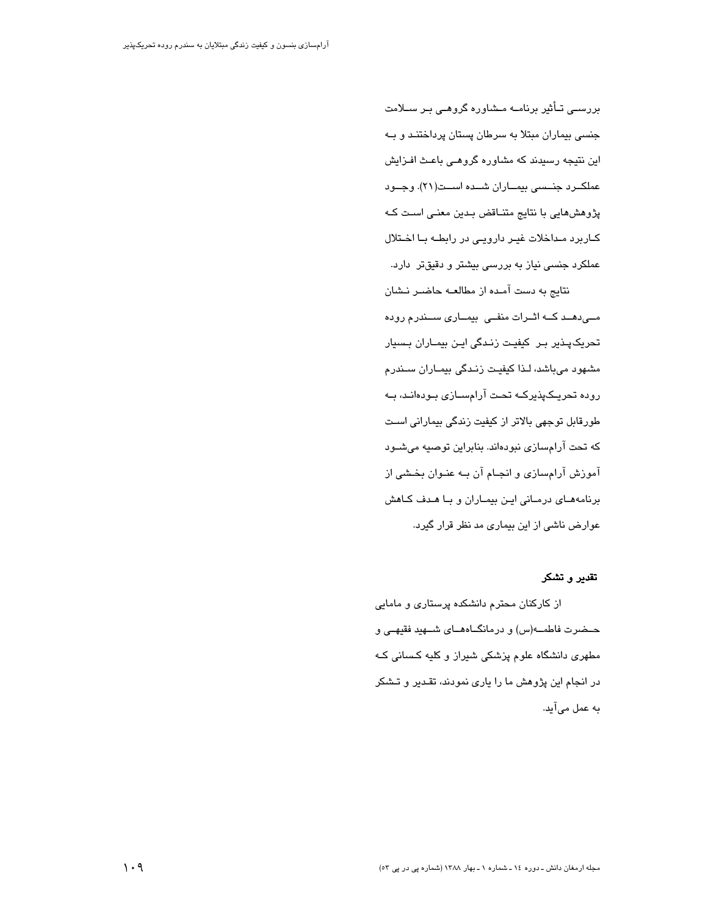بررسی تأثیر برنامه مشاوره گروهی بر سلامت جنسی بیماران مبتلا به سرطان پستان پرداختند و به این نتیجه رسیدند که مشاوره گروهی باعث افزایش عملکرد جنسی بیماران شده است(۲۱). وجود پژوهش‌هایی با نتایج متناقض بدین معنی است که کاربرد مداخلات غیر دارویی در رابطه با اختلال عملکرد جنسی نیاز به بررسی بیشتر و دقیق‌تر دارد.

نتایج به دست آمده از مطالعه حاضر نشان می‌دهد که اثرات منفی بیماری سندرم روده تحریک‌پذیر بر کیفیت زندگی این بیماران بسیار مشهود می‌باشد، لذا کیفیت زندگی بیماران سندرم روده تحریک‌پذیرکه تحت آرام‌سازی بوده‌اند، به طورقابل توجهی بالاتر از کیفیت زندگی بیمارانی است که تحت آرام‌سازی نبوده‌اند. بنابراین توصیه می‌شود آموزش آرام‌سازی و انجام آن به عنوان بخشی از برنامه‌های درمانی این بیماران و با هدف کاهش عوارض ناشی از این بیماری مد نظر قرار گیرد.

### تقدیر و تشکر

از کارکنان محترم دانشکده پرستاری و مامایی حضرت فاطمه(س) و درمانگاه‌های شهید فقیهی و مطهری دانشگاه علوم پزشکی شیراز و کلیه کسانی که در انجام این پژوهش ما را یاری نمودند، تقدیر و تشکر به عمل می‌آید.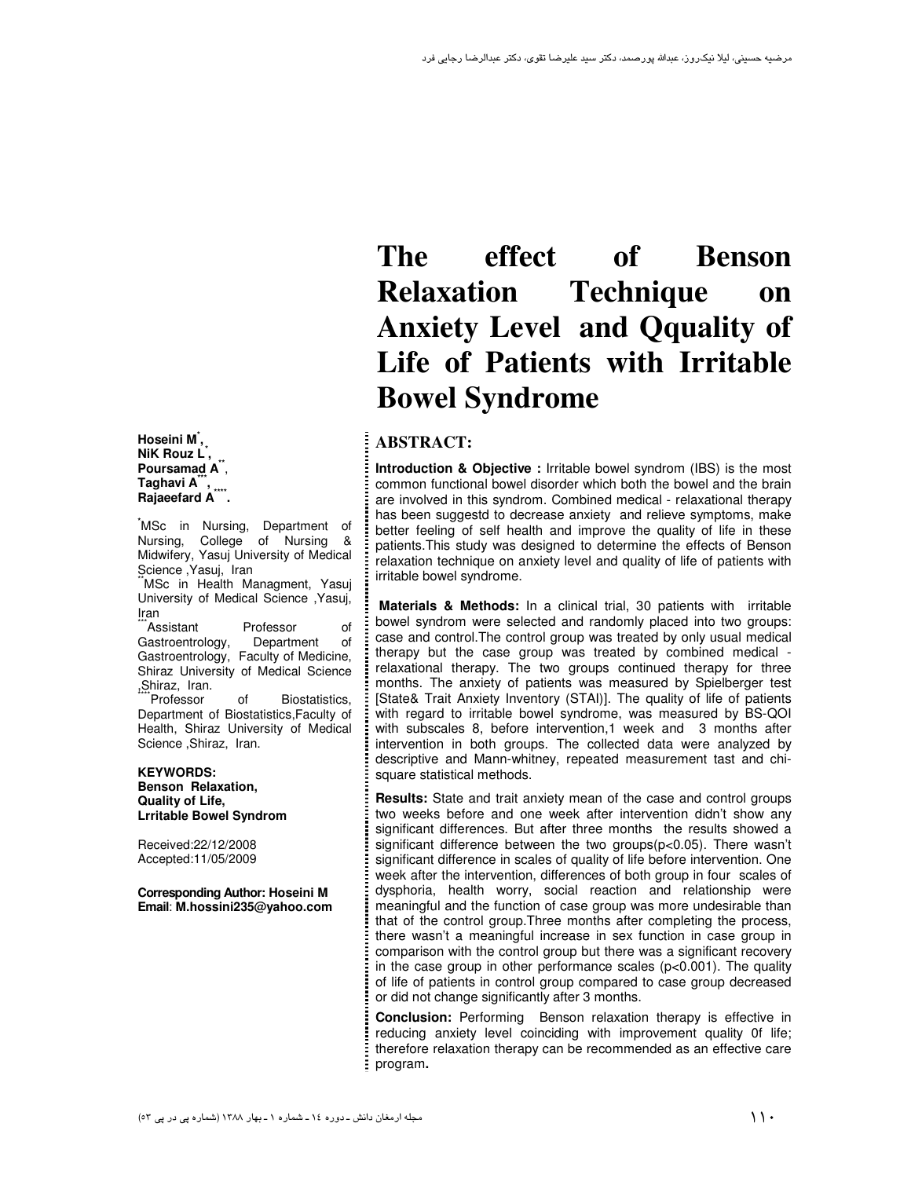# The effect of Benson Relaxation Technique on Anxiety Level and Qquality of Life of Patients with Irritable Bowel Syndrome

**Hoseini M[*], NiK Rouz L[*], Poursamad A[**], Taghavi A[***], Rajaeefard A[****].**

[*]MSc in Nursing, Department of Nursing, College of Nursing & Midwifery, Yasuj University of Medical Science ,Yasuj, Iran

[**]MSc in Health Managment, Yasuj University of Medical Science ,Yasuj, Iran

[***]Assistant Professor of Gastroentrology, Department of Gastroentrology, Faculty of Medicine, Shiraz University of Medical Science ,Shiraz, Iran.

[****]Professor of Biostatistics, Department of Biostatistics,Faculty of Health, Shiraz University of Medical Science ,Shiraz, Iran.

**KEYWORDS:**
**Benson Relaxation,**
**Quality of Life,**
**Lrritable Bowel Syndrom**

Received:22/12/2008
Accepted:11/05/2009

**Corresponding Author: Hoseini M**
**Email**: **M.hossini235@yahoo.com**

## ABSTRACT:

**Introduction & Objective :** Irritable bowel syndrom (IBS) is the most common functional bowel disorder which both the bowel and the brain are involved in this syndrom. Combined medical - relaxational therapy has been suggestd to decrease anxiety and relieve symptoms, make better feeling of self health and improve the quality of life in these patients.This study was designed to determine the effects of Benson relaxation technique on anxiety level and quality of life of patients with irritable bowel syndrome.

**Materials & Methods:** In a clinical trial, 30 patients with irritable bowel syndrom were selected and randomly placed into two groups: case and control.The control group was treated by only usual medical therapy but the case group was treated by combined medical - relaxational therapy. The two groups continued therapy for three months. The anxiety of patients was measured by Spielberger test [State& Trait Anxiety Inventory (STAI)]. The quality of life of patients with regard to irritable bowel syndrome, was measured by BS-QOI with subscales 8, before intervention,1 week and 3 months after intervention in both groups. The collected data were analyzed by descriptive and Mann-whitney, repeated measurement tast and chi-square statistical methods.

**Results:** State and trait anxiety mean of the case and control groups two weeks before and one week after intervention didn't show any significant differences. But after three months the results showed a significant difference between the two groups($p<0.05$). There wasn't significant difference in scales of quality of life before intervention. One week after the intervention, differences of both group in four scales of dysphoria, health worry, social reaction and relationship were meaningful and the function of case group was more undesirable than that of the control group.Three months after completing the process, there wasn't a meaningful increase in sex function in case group in comparison with the control group but there was a significant recovery in the case group in other performance scales ($p<0.001$). The quality of life of patients in control group compared to case group decreased or did not change significantly after 3 months.

**Conclusion:** Performing Benson relaxation therapy is effective in reducing anxiety level coinciding with improvement quality 0f life; therefore relaxation therapy can be recommended as an effective care program**.**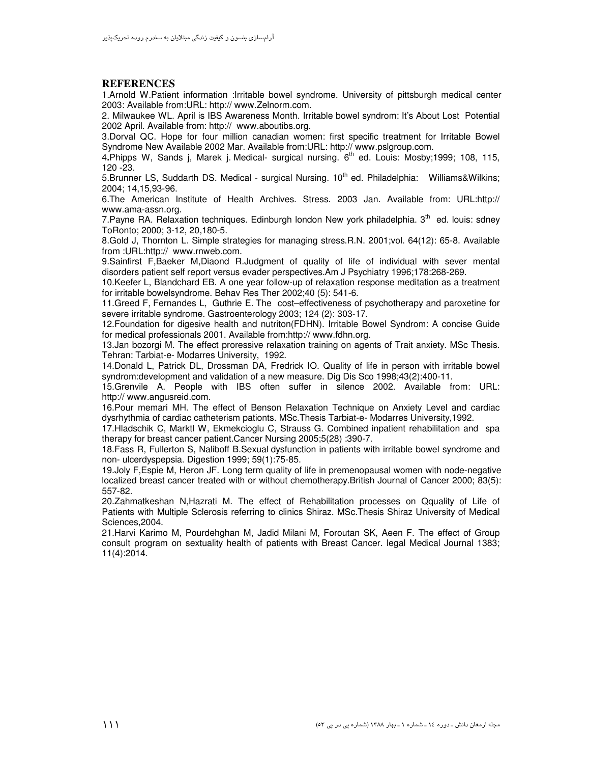## REFERENCES

1.Arnold W.Patient information :Irritable bowel syndrome. University of pittsburgh medical center 2003: Available from:URL: http:// www.Zelnorm.com.

2. Milwaukee WL. April is IBS Awareness Month. Irritable bowel syndrom: It's About Lost Potential 2002 April. Available from: http:// www.aboutibs.org.

3.Dorval QC. Hope for four million canadian women: first specific treatment for Irritable Bowel Syndrome New Available 2002 Mar. Available from:URL: http:// www.pslgroup.com.

4.Phipps W, Sands j, Marek j. Medical- surgical nursing. 6th ed. Louis: Mosby;1999; 108, 115, 120 -23.

5.Brunner LS, Suddarth DS. Medical - surgical Nursing. 10th ed. Philadelphia: Williams&Wilkins; 2004; 14,15,93-96.

6.The American Institute of Health Archives. Stress. 2003 Jan. Available from: URL:http:// www.ama-assn.org.

7.Payne RA. Relaxation techniques. Edinburgh london New york philadelphia. 3th ed. louis: sdney ToRonto; 2000; 3-12, 20,180-5.

8.Gold J, Thornton L. Simple strategies for managing stress.R.N. 2001;vol. 64(12): 65-8. Available from :URL:http:// www.rnweb.com.

9.Sainfirst F,Baeker M,Diaond R.Judgment of quality of life of individual with sever mental disorders patient self report versus evader perspectives.Am J Psychiatry 1996;178:268-269.

10.Keefer L, Blandchard EB. A one year follow-up of relaxation response meditation as a treatment for irritable bowelsyndrome. Behav Res Ther 2002;40 (5): 541-6.

11.Greed F, Fernandes L, Guthrie E. The cost–effectiveness of psychotherapy and paroxetine for severe irritable syndrome. Gastroenterology 2003; 124 (2): 303-17.

12.Foundation for digesive health and nutriton(FDHN). Irritable Bowel Syndrom: A concise Guide for medical professionals 2001. Available from:http:// www.fdhn.org.

13.Jan bozorgi M. The effect proressive relaxation training on agents of Trait anxiety. MSc Thesis. Tehran: Tarbiat-e- Modarres University, 1992.

14.Donald L, Patrick DL, Drossman DA, Fredrick IO. Quality of life in person with irritable bowel syndrom:development and validation of a new measure. Dig Dis Sco 1998;43(2):400-11.

15.Grenvile A. People with IBS often suffer in silence 2002. Available from: URL: http:// www.angusreid.com.

16.Pour memari MH. The effect of Benson Relaxation Technique on Anxiety Level and cardiac dysrhythmia of cardiac catheterism pationts. MSc.Thesis Tarbiat-e- Modarres University,1992.

17.Hladschik C, Marktl W, Ekmekcioglu C, Strauss G. Combined inpatient rehabilitation and spa therapy for breast cancer patient.Cancer Nursing 2005;5(28) :390-7.

18.Fass R, Fullerton S, Naliboff B.Sexual dysfunction in patients with irritable bowel syndrome and non- ulcerdyspepsia. Digestion 1999; 59(1):75-85.

19.Joly F,Espie M, Heron JF. Long term quality of life in premenopausal women with node-negative localized breast cancer treated with or without chemotherapy.British Journal of Cancer 2000; 83(5): 557-82.

20.Zahmatkeshan N,Hazrati M. The effect of Rehabilitation processes on Qquality of Life of Patients with Multiple Sclerosis referring to clinics Shiraz. MSc.Thesis Shiraz University of Medical Sciences,2004.

21.Harvi Karimo M, Pourdehghan M, Jadid Milani M, Foroutan SK, Aeen F. The effect of Group consult program on sextuality health of patients with Breast Cancer. legal Medical Journal 1383; 11(4):2014.